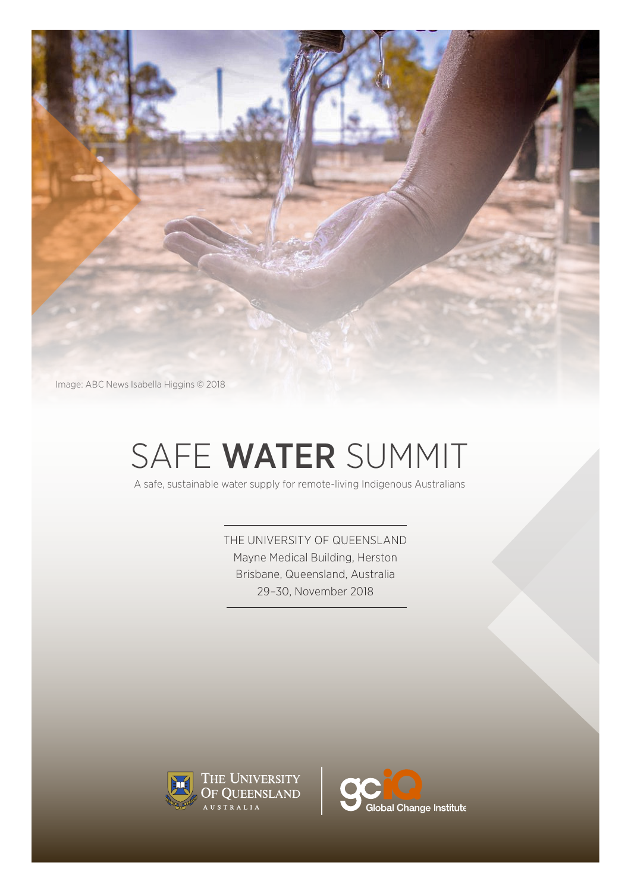Image: ABC News Isabella Higgins © 2018

# SAFE WATER SUMMIT

A safe, sustainable water supply for remote-living Indigenous Australians

THE UNIVERSITY OF QUEENSLAND
Mayne Medical Building, Herston
Brisbane, Queensland, Australia
29–30, November 2018

The University of Queensland, Australia

Global Change Institute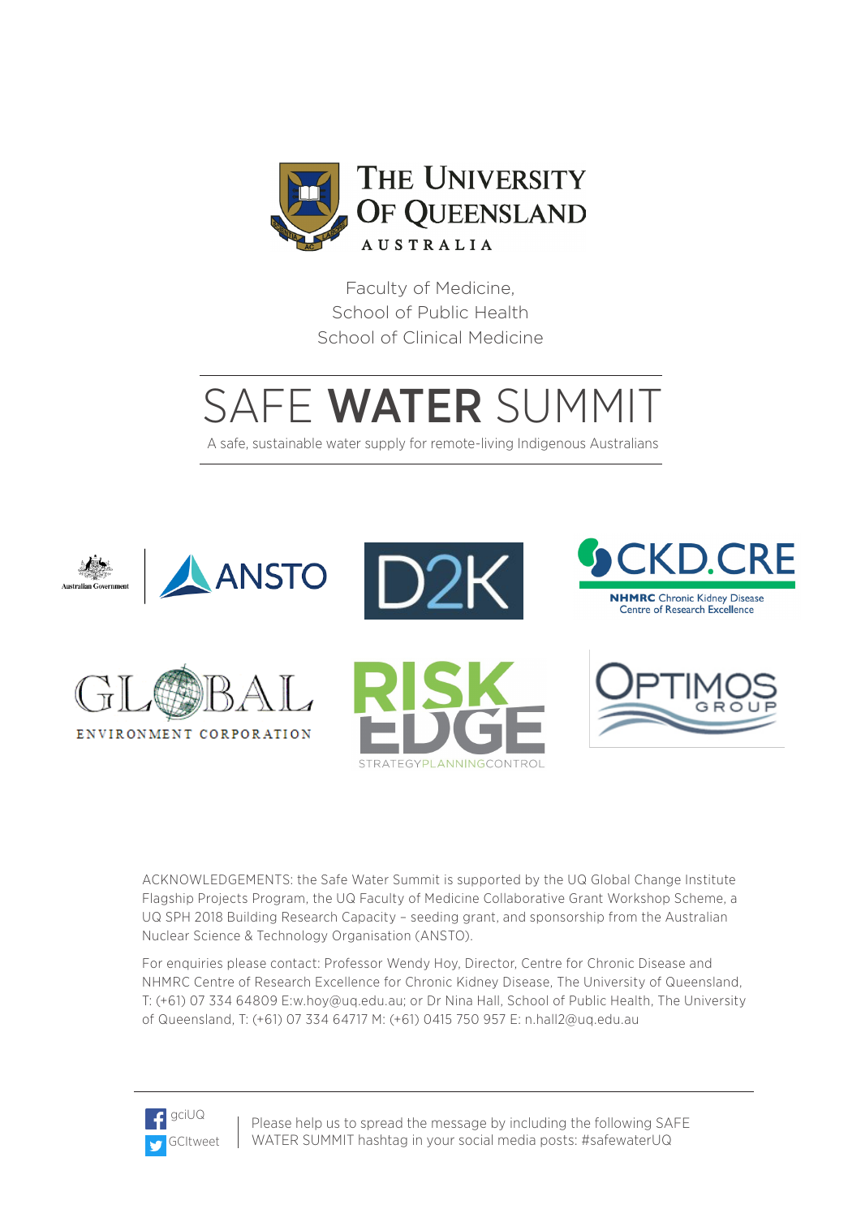THE UNIVERSITY OF QUEENSLAND
AUSTRALIA

Faculty of Medicine,
School of Public Health
School of Clinical Medicine

# SAFE WATER SUMMIT

A safe, sustainable water supply for remote-living Indigenous Australians

ACKNOWLEDGEMENTS: the Safe Water Summit is supported by the UQ Global Change Institute Flagship Projects Program, the UQ Faculty of Medicine Collaborative Grant Workshop Scheme, a UQ SPH 2018 Building Research Capacity – seeding grant, and sponsorship from the Australian Nuclear Science & Technology Organisation (ANSTO).

For enquiries please contact: Professor Wendy Hoy, Director, Centre for Chronic Disease and NHMRC Centre of Research Excellence for Chronic Kidney Disease, The University of Queensland, T: (+61) 07 334 64809 E:w.hoy@uq.edu.au; or Dr Nina Hall, School of Public Health, The University of Queensland, T: (+61) 07 334 64717 M: (+61) 0415 750 957 E: n.hall2@uq.edu.au

gciUQ
GCItweet

Please help us to spread the message by including the following SAFE WATER SUMMIT hashtag in your social media posts: #safewaterUQ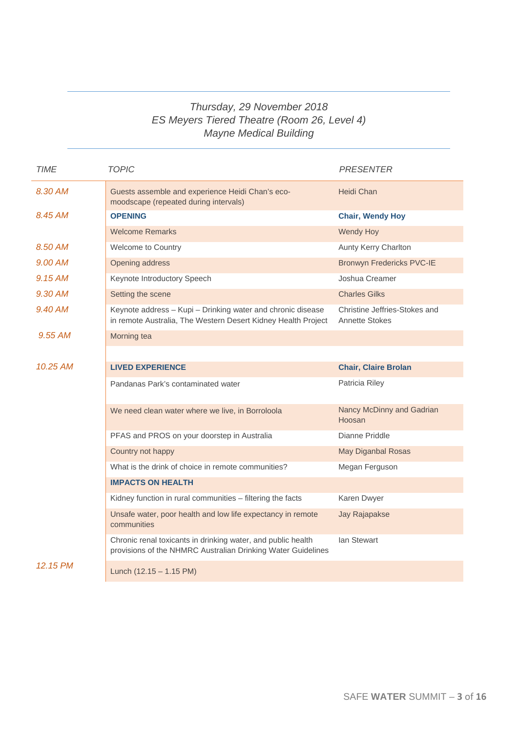*Thursday, 29 November 2018*
*ES Meyers Tiered Theatre (Room 26, Level 4)*
*Mayne Medical Building*

| *TIME* | *TOPIC* | *PRESENTER* |
|---|---|---|
| *8.30 AM* | Guests assemble and experience Heidi Chan's eco-moodscape (repeated during intervals) | Heidi Chan |
| *8.45 AM* | **OPENING** | **Chair, Wendy Hoy** |
| | Welcome Remarks | Wendy Hoy |
| *8.50 AM* | Welcome to Country | Aunty Kerry Charlton |
| *9.00 AM* | Opening address | Bronwyn Fredericks PVC-IE |
| *9.15 AM* | Keynote Introductory Speech | Joshua Creamer |
| *9.30 AM* | Setting the scene | Charles Gilks |
| *9.40 AM* | Keynote address – Kupi – Drinking water and chronic disease in remote Australia, The Western Desert Kidney Health Project | Christine Jeffries-Stokes and Annette Stokes |
| *9.55 AM* | Morning tea | |
| *10.25 AM* | **LIVED EXPERIENCE** | **Chair, Claire Brolan** |
| | Pandanas Park's contaminated water | Patricia Riley |
| | We need clean water where we live, in Borroloola | Nancy McDinny and Gadrian Hoosan |
| | PFAS and PROS on your doorstep in Australia | Dianne Priddle |
| | Country not happy | May Diganbal Rosas |
| | What is the drink of choice in remote communities? | Megan Ferguson |
| | **IMPACTS ON HEALTH** | |
| | Kidney function in rural communities – filtering the facts | Karen Dwyer |
| | Unsafe water, poor health and low life expectancy in remote communities | Jay Rajapakse |
| | Chronic renal toxicants in drinking water, and public health provisions of the NHMRC Australian Drinking Water Guidelines | Ian Stewart |
| *12.15 PM* | Lunch (12.15 – 1.15 PM) | |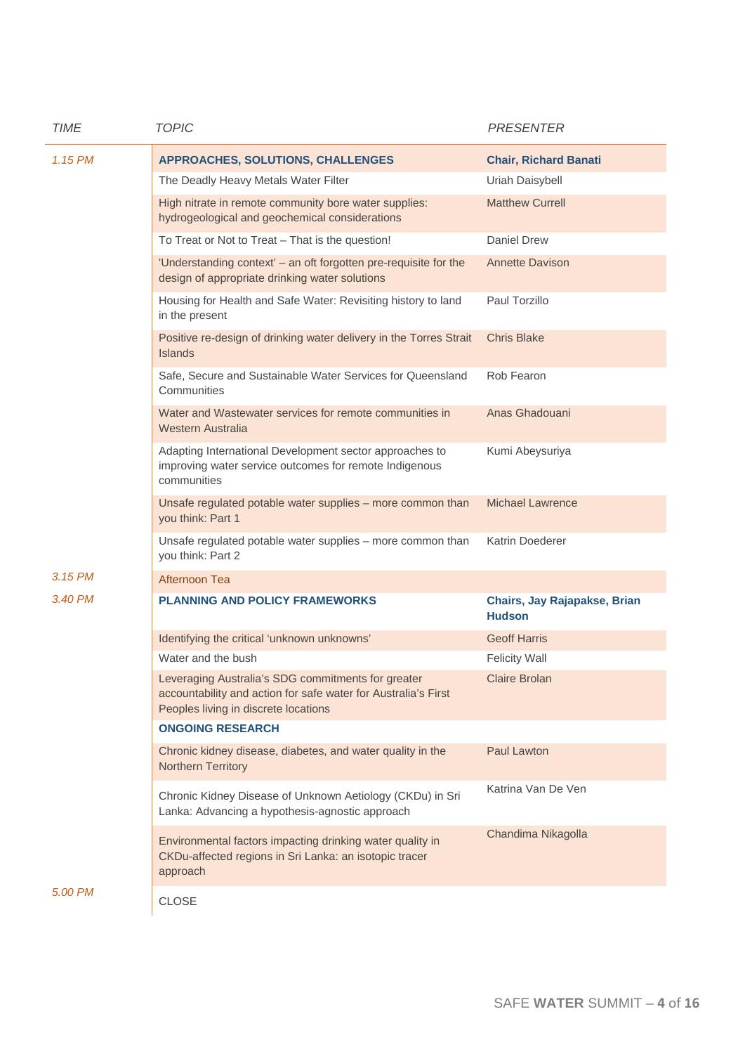| TIME | TOPIC | PRESENTER |
| --- | --- | --- |
| 1.15 PM | **APPROACHES, SOLUTIONS, CHALLENGES** | **Chair, Richard Banati** |
| | The Deadly Heavy Metals Water Filter | Uriah Daisybell |
| | High nitrate in remote community bore water supplies: hydrogeological and geochemical considerations | Matthew Currell |
| | To Treat or Not to Treat – That is the question! | Daniel Drew |
| | 'Understanding context' – an oft forgotten pre-requisite for the design of appropriate drinking water solutions | Annette Davison |
| | Housing for Health and Safe Water: Revisiting history to land in the present | Paul Torzillo |
| | Positive re-design of drinking water delivery in the Torres Strait Islands | Chris Blake |
| | Safe, Secure and Sustainable Water Services for Queensland Communities | Rob Fearon |
| | Water and Wastewater services for remote communities in Western Australia | Anas Ghadouani |
| | Adapting International Development sector approaches to improving water service outcomes for remote Indigenous communities | Kumi Abeysuriya |
| | Unsafe regulated potable water supplies – more common than you think: Part 1 | Michael Lawrence |
| | Unsafe regulated potable water supplies – more common than you think: Part 2 | Katrin Doederer |
| 3.15 PM | Afternoon Tea | |
| 3.40 PM | **PLANNING AND POLICY FRAMEWORKS** | **Chairs, Jay Rajapakse, Brian Hudson** |
| | Identifying the critical 'unknown unknowns' | Geoff Harris |
| | Water and the bush | Felicity Wall |
| | Leveraging Australia's SDG commitments for greater accountability and action for safe water for Australia's First Peoples living in discrete locations | Claire Brolan |
| | **ONGOING RESEARCH** | |
| | Chronic kidney disease, diabetes, and water quality in the Northern Territory | Paul Lawton |
| | Chronic Kidney Disease of Unknown Aetiology (CKDu) in Sri Lanka: Advancing a hypothesis-agnostic approach | Katrina Van De Ven |
| | Environmental factors impacting drinking water quality in CKDu-affected regions in Sri Lanka: an isotopic tracer approach | Chandima Nikagolla |
| 5.00 PM | CLOSE | |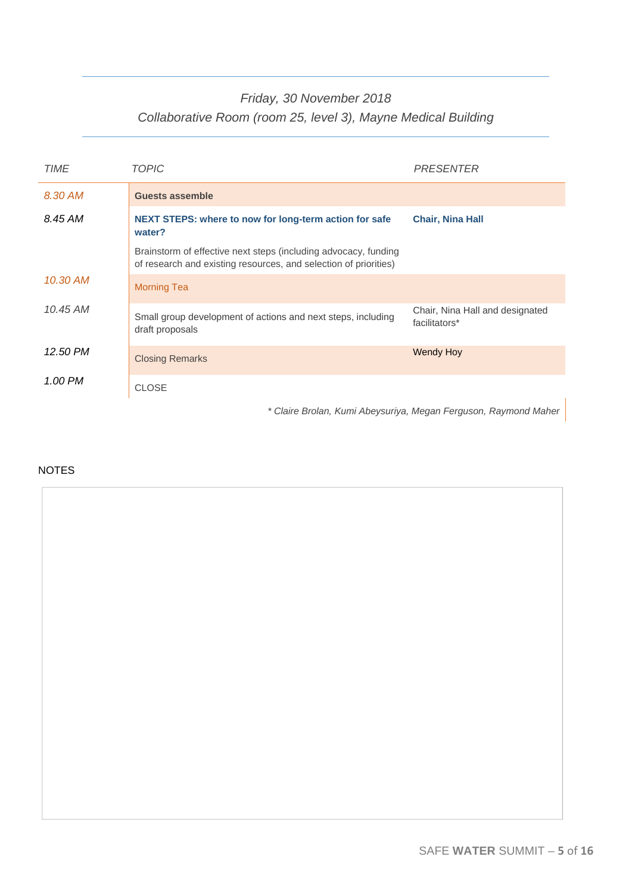*Friday, 30 November 2018*
*Collaborative Room (room 25, level 3), Mayne Medical Building*

| *TIME* | *TOPIC* | *PRESENTER* |
|---|---|---|
| *8.30 AM* | **Guests assemble** | |
| *8.45 AM* | **NEXT STEPS: where to now for long-term action for safe water?**<br><br>Brainstorm of effective next steps (including advocacy, funding of research and existing resources, and selection of priorities) | **Chair, Nina Hall** |
| *10.30 AM* | Morning Tea | |
| *10.45 AM* | Small group development of actions and next steps, including draft proposals | Chair, Nina Hall and designated facilitators* |
| *12.50 PM* | Closing Remarks | Wendy Hoy |
| *1.00 PM* | CLOSE | |

*\* Claire Brolan, Kumi Abeysuriya, Megan Ferguson, Raymond Maher*

NOTES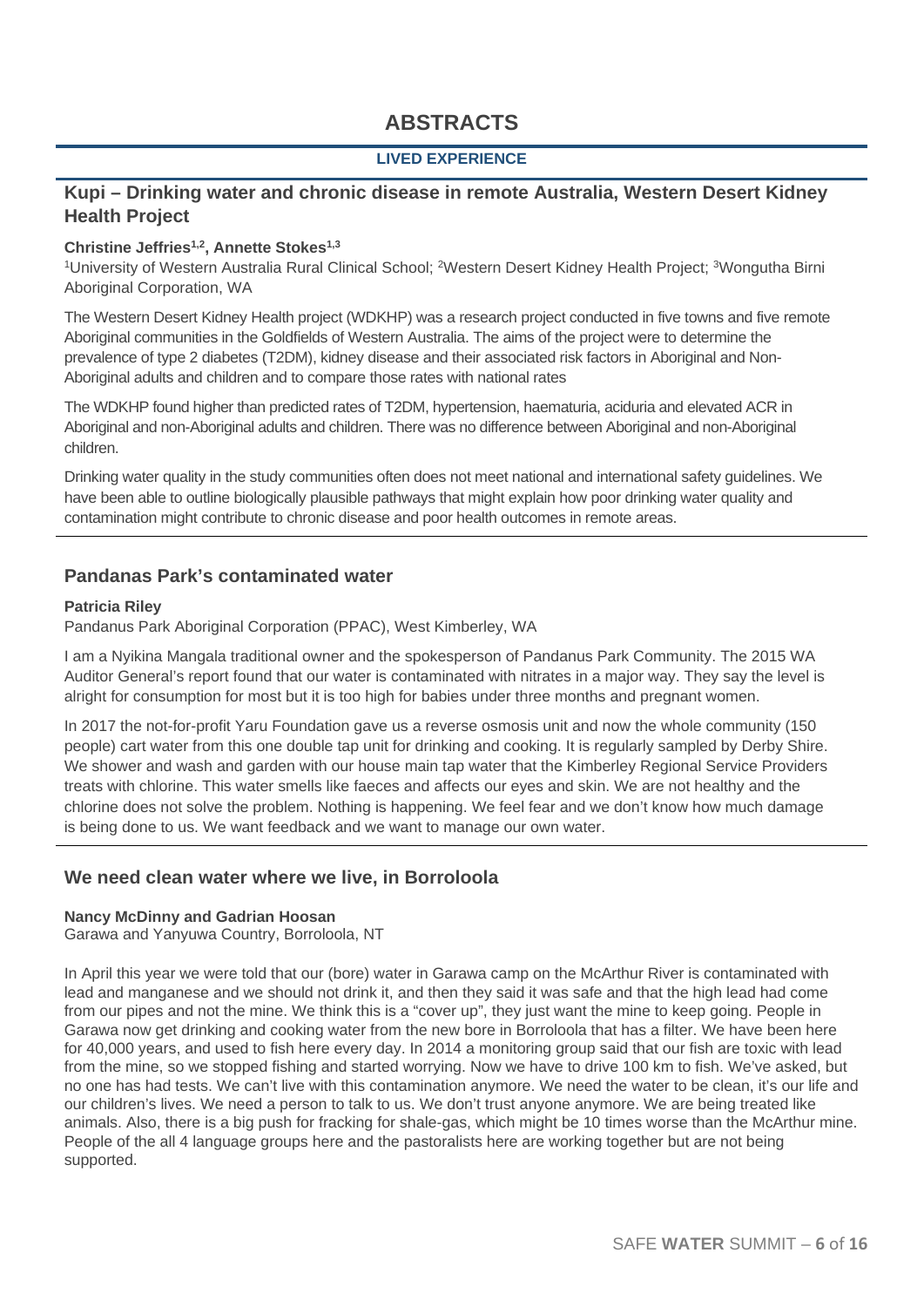# ABSTRACTS

**LIVED EXPERIENCE**

## Kupi – Drinking water and chronic disease in remote Australia, Western Desert Kidney Health Project

**Christine Jeffries[1,2], Annette Stokes[1,3]**

[1]University of Western Australia Rural Clinical School; [2]Western Desert Kidney Health Project; [3]Wongutha Birni Aboriginal Corporation, WA

The Western Desert Kidney Health project (WDKHP) was a research project conducted in five towns and five remote Aboriginal communities in the Goldfields of Western Australia. The aims of the project were to determine the prevalence of type 2 diabetes (T2DM), kidney disease and their associated risk factors in Aboriginal and Non-Aboriginal adults and children and to compare those rates with national rates

The WDKHP found higher than predicted rates of T2DM, hypertension, haematuria, aciduria and elevated ACR in Aboriginal and non-Aboriginal adults and children. There was no difference between Aboriginal and non-Aboriginal children.

Drinking water quality in the study communities often does not meet national and international safety guidelines. We have been able to outline biologically plausible pathways that might explain how poor drinking water quality and contamination might contribute to chronic disease and poor health outcomes in remote areas.

## Pandanas Park's contaminated water

**Patricia Riley**

Pandanus Park Aboriginal Corporation (PPAC), West Kimberley, WA

I am a Nyikina Mangala traditional owner and the spokesperson of Pandanus Park Community. The 2015 WA Auditor General's report found that our water is contaminated with nitrates in a major way. They say the level is alright for consumption for most but it is too high for babies under three months and pregnant women.

In 2017 the not-for-profit Yaru Foundation gave us a reverse osmosis unit and now the whole community (150 people) cart water from this one double tap unit for drinking and cooking. It is regularly sampled by Derby Shire. We shower and wash and garden with our house main tap water that the Kimberley Regional Service Providers treats with chlorine. This water smells like faeces and affects our eyes and skin. We are not healthy and the chlorine does not solve the problem. Nothing is happening. We feel fear and we don't know how much damage is being done to us. We want feedback and we want to manage our own water.

## We need clean water where we live, in Borroloola

**Nancy McDinny and Gadrian Hoosan**

Garawa and Yanyuwa Country, Borroloola, NT

In April this year we were told that our (bore) water in Garawa camp on the McArthur River is contaminated with lead and manganese and we should not drink it, and then they said it was safe and that the high lead had come from our pipes and not the mine. We think this is a "cover up", they just want the mine to keep going. People in Garawa now get drinking and cooking water from the new bore in Borroloola that has a filter. We have been here for 40,000 years, and used to fish here every day. In 2014 a monitoring group said that our fish are toxic with lead from the mine, so we stopped fishing and started worrying. Now we have to drive 100 km to fish. We've asked, but no one has had tests. We can't live with this contamination anymore. We need the water to be clean, it's our life and our children's lives. We need a person to talk to us. We don't trust anyone anymore. We are being treated like animals. Also, there is a big push for fracking for shale-gas, which might be 10 times worse than the McArthur mine. People of the all 4 language groups here and the pastoralists here are working together but are not being supported.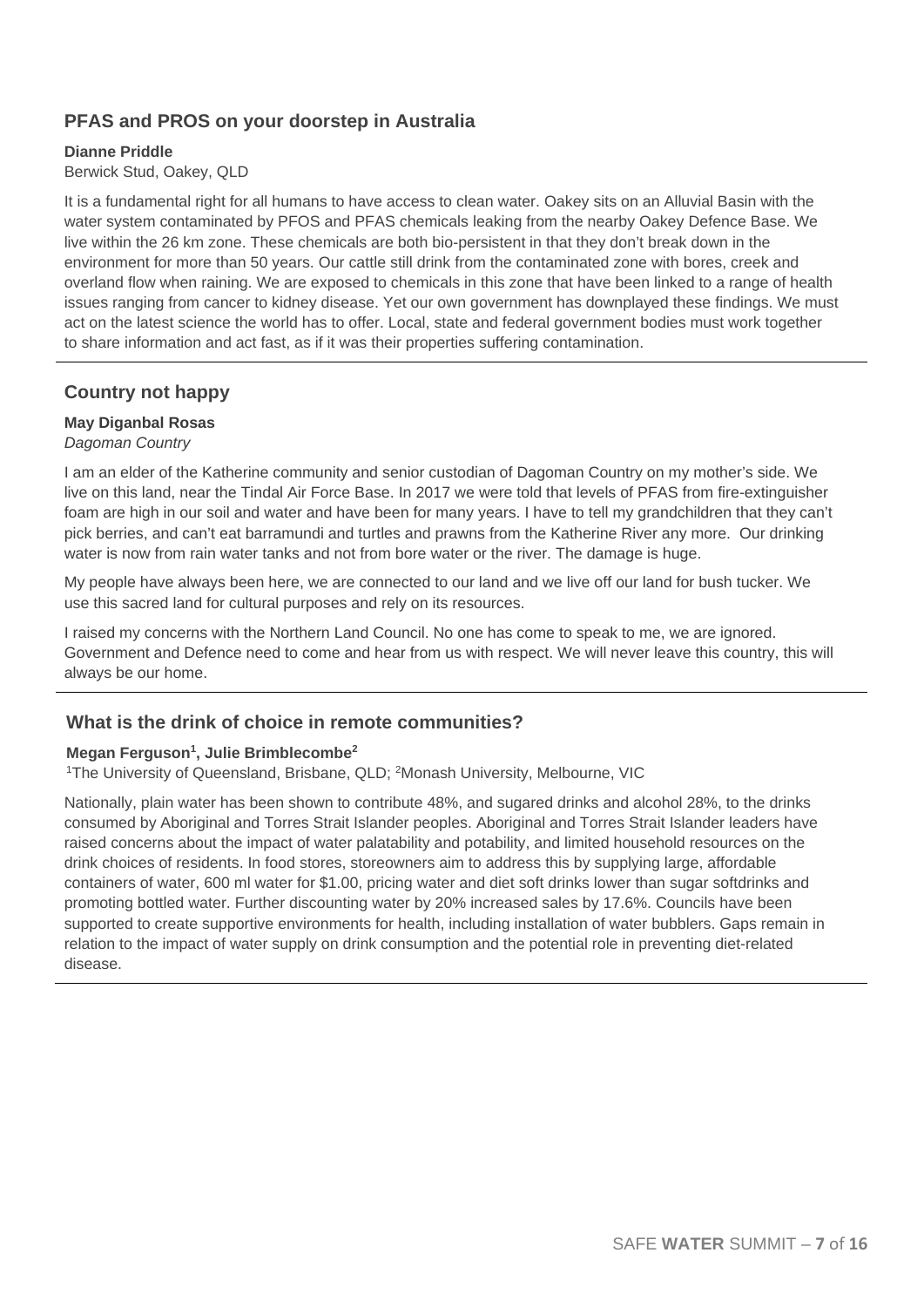## PFAS and PROS on your doorstep in Australia

**Dianne Priddle**

Berwick Stud, Oakey, QLD

It is a fundamental right for all humans to have access to clean water. Oakey sits on an Alluvial Basin with the water system contaminated by PFOS and PFAS chemicals leaking from the nearby Oakey Defence Base. We live within the 26 km zone. These chemicals are both bio-persistent in that they don't break down in the environment for more than 50 years. Our cattle still drink from the contaminated zone with bores, creek and overland flow when raining. We are exposed to chemicals in this zone that have been linked to a range of health issues ranging from cancer to kidney disease. Yet our own government has downplayed these findings. We must act on the latest science the world has to offer. Local, state and federal government bodies must work together to share information and act fast, as if it was their properties suffering contamination.

---

## Country not happy

**May Diganbal Rosas**

*Dagoman Country*

I am an elder of the Katherine community and senior custodian of Dagoman Country on my mother's side. We live on this land, near the Tindal Air Force Base. In 2017 we were told that levels of PFAS from fire-extinguisher foam are high in our soil and water and have been for many years. I have to tell my grandchildren that they can't pick berries, and can't eat barramundi and turtles and prawns from the Katherine River any more. Our drinking water is now from rain water tanks and not from bore water or the river. The damage is huge.

My people have always been here, we are connected to our land and we live off our land for bush tucker. We use this sacred land for cultural purposes and rely on its resources.

I raised my concerns with the Northern Land Council. No one has come to speak to me, we are ignored. Government and Defence need to come and hear from us with respect. We will never leave this country, this will always be our home.

---

## What is the drink of choice in remote communities?

**Megan Ferguson[1], Julie Brimblecombe[2]**

[1]The University of Queensland, Brisbane, QLD; [2]Monash University, Melbourne, VIC

Nationally, plain water has been shown to contribute 48%, and sugared drinks and alcohol 28%, to the drinks consumed by Aboriginal and Torres Strait Islander peoples. Aboriginal and Torres Strait Islander leaders have raised concerns about the impact of water palatability and potability, and limited household resources on the drink choices of residents. In food stores, storeowners aim to address this by supplying large, affordable containers of water, 600 ml water for $1.00, pricing water and diet soft drinks lower than sugar softdrinks and promoting bottled water. Further discounting water by 20% increased sales by 17.6%. Councils have been supported to create supportive environments for health, including installation of water bubblers. Gaps remain in relation to the impact of water supply on drink consumption and the potential role in preventing diet-related disease.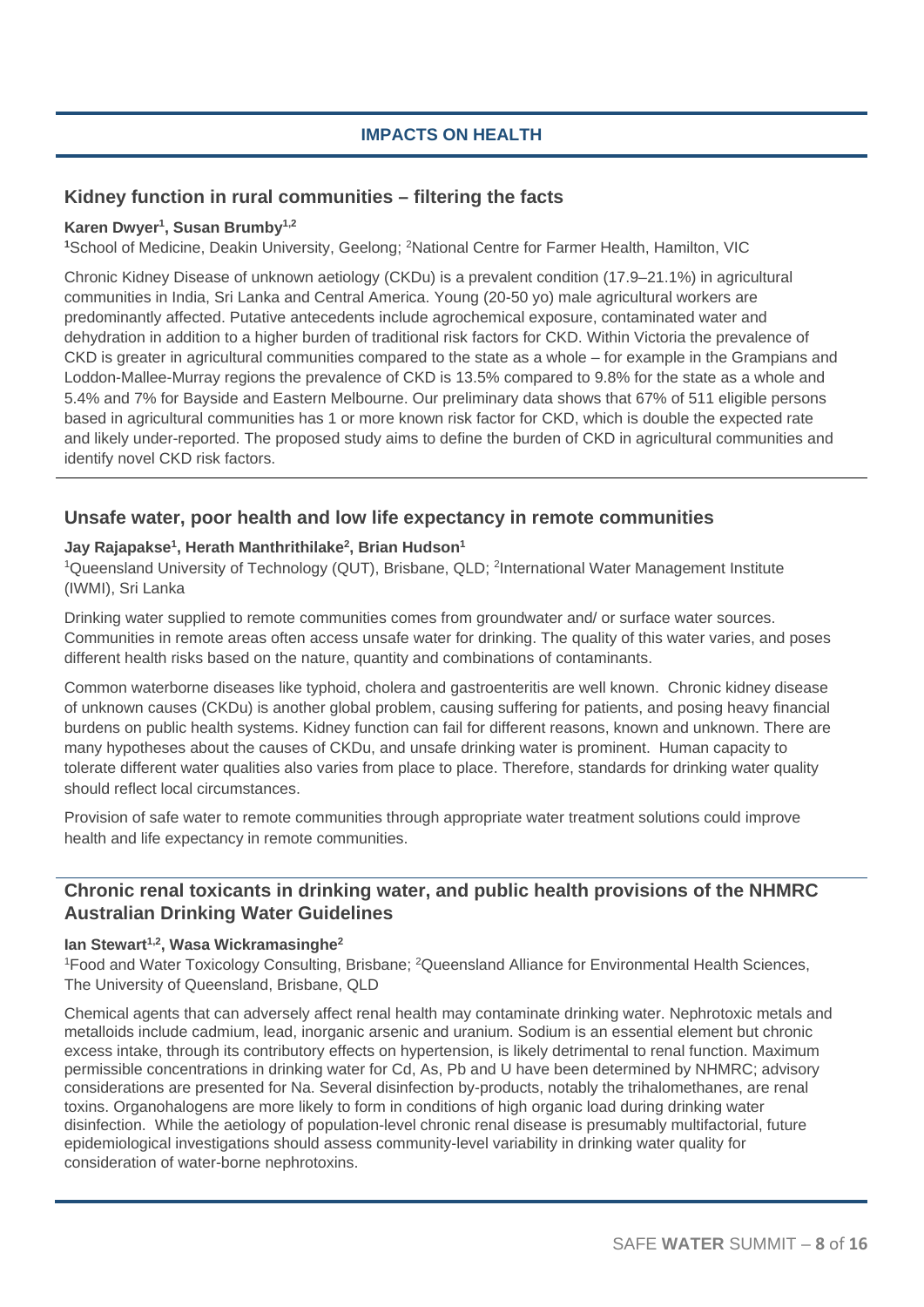## IMPACTS ON HEALTH

### Kidney function in rural communities – filtering the facts

**Karen Dwyer[1], Susan Brumby[1,2]**

[1]School of Medicine, Deakin University, Geelong; [2]National Centre for Farmer Health, Hamilton, VIC

Chronic Kidney Disease of unknown aetiology (CKDu) is a prevalent condition (17.9–21.1%) in agricultural communities in India, Sri Lanka and Central America. Young (20-50 yo) male agricultural workers are predominantly affected. Putative antecedents include agrochemical exposure, contaminated water and dehydration in addition to a higher burden of traditional risk factors for CKD. Within Victoria the prevalence of CKD is greater in agricultural communities compared to the state as a whole – for example in the Grampians and Loddon-Mallee-Murray regions the prevalence of CKD is 13.5% compared to 9.8% for the state as a whole and 5.4% and 7% for Bayside and Eastern Melbourne. Our preliminary data shows that 67% of 511 eligible persons based in agricultural communities has 1 or more known risk factor for CKD, which is double the expected rate and likely under-reported. The proposed study aims to define the burden of CKD in agricultural communities and identify novel CKD risk factors.

### Unsafe water, poor health and low life expectancy in remote communities

**Jay Rajapakse[1], Herath Manthrithilake[2], Brian Hudson[1]**

[1]Queensland University of Technology (QUT), Brisbane, QLD; [2]International Water Management Institute (IWMI), Sri Lanka

Drinking water supplied to remote communities comes from groundwater and/ or surface water sources. Communities in remote areas often access unsafe water for drinking. The quality of this water varies, and poses different health risks based on the nature, quantity and combinations of contaminants.

Common waterborne diseases like typhoid, cholera and gastroenteritis are well known. Chronic kidney disease of unknown causes (CKDu) is another global problem, causing suffering for patients, and posing heavy financial burdens on public health systems. Kidney function can fail for different reasons, known and unknown. There are many hypotheses about the causes of CKDu, and unsafe drinking water is prominent. Human capacity to tolerate different water qualities also varies from place to place. Therefore, standards for drinking water quality should reflect local circumstances.

Provision of safe water to remote communities through appropriate water treatment solutions could improve health and life expectancy in remote communities.

### Chronic renal toxicants in drinking water, and public health provisions of the NHMRC Australian Drinking Water Guidelines

**Ian Stewart[1,2], Wasa Wickramasinghe[2]**

[1]Food and Water Toxicology Consulting, Brisbane; [2]Queensland Alliance for Environmental Health Sciences, The University of Queensland, Brisbane, QLD

Chemical agents that can adversely affect renal health may contaminate drinking water. Nephrotoxic metals and metalloids include cadmium, lead, inorganic arsenic and uranium. Sodium is an essential element but chronic excess intake, through its contributory effects on hypertension, is likely detrimental to renal function. Maximum permissible concentrations in drinking water for Cd, As, Pb and U have been determined by NHMRC; advisory considerations are presented for Na. Several disinfection by-products, notably the trihalomethanes, are renal toxins. Organohalogens are more likely to form in conditions of high organic load during drinking water disinfection. While the aetiology of population-level chronic renal disease is presumably multifactorial, future epidemiological investigations should assess community-level variability in drinking water quality for consideration of water-borne nephrotoxins.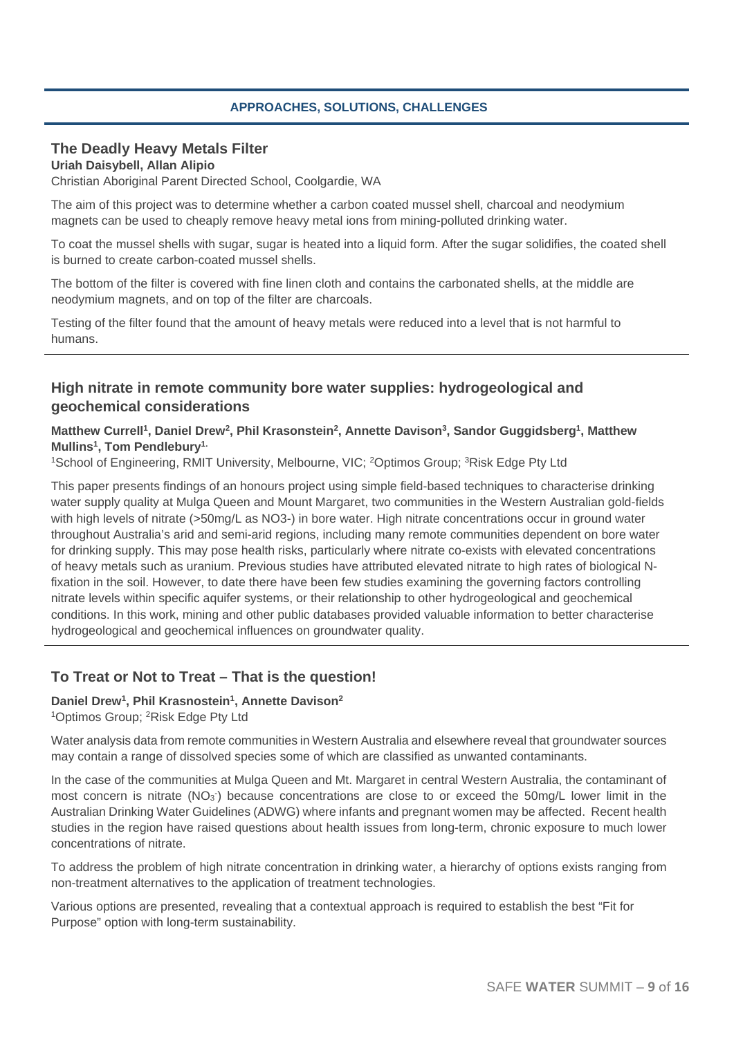**APPROACHES, SOLUTIONS, CHALLENGES**

## The Deadly Heavy Metals Filter

**Uriah Daisybell, Allan Alipio**

Christian Aboriginal Parent Directed School, Coolgardie, WA

The aim of this project was to determine whether a carbon coated mussel shell, charcoal and neodymium magnets can be used to cheaply remove heavy metal ions from mining-polluted drinking water.

To coat the mussel shells with sugar, sugar is heated into a liquid form. After the sugar solidifies, the coated shell is burned to create carbon-coated mussel shells.

The bottom of the filter is covered with fine linen cloth and contains the carbonated shells, at the middle are neodymium magnets, and on top of the filter are charcoals.

Testing of the filter found that the amount of heavy metals were reduced into a level that is not harmful to humans.

## High nitrate in remote community bore water supplies: hydrogeological and geochemical considerations

**Matthew Currell[1], Daniel Drew[2], Phil Krasonstein[2], Annette Davison[3], Sandor Guggidsberg[1], Matthew Mullins[1], Tom Pendlebury[1.]**

[1]School of Engineering, RMIT University, Melbourne, VIC; [2]Optimos Group; [3]Risk Edge Pty Ltd

This paper presents findings of an honours project using simple field-based techniques to characterise drinking water supply quality at Mulga Queen and Mount Margaret, two communities in the Western Australian gold-fields with high levels of nitrate (>50mg/L as NO3-) in bore water. High nitrate concentrations occur in ground water throughout Australia's arid and semi-arid regions, including many remote communities dependent on bore water for drinking supply. This may pose health risks, particularly where nitrate co-exists with elevated concentrations of heavy metals such as uranium. Previous studies have attributed elevated nitrate to high rates of biological N-fixation in the soil. However, to date there have been few studies examining the governing factors controlling nitrate levels within specific aquifer systems, or their relationship to other hydrogeological and geochemical conditions. In this work, mining and other public databases provided valuable information to better characterise hydrogeological and geochemical influences on groundwater quality.

## To Treat or Not to Treat – That is the question!

**Daniel Drew[1], Phil Krasnostein[1], Annette Davison[2]**

[1]Optimos Group; [2]Risk Edge Pty Ltd

Water analysis data from remote communities in Western Australia and elsewhere reveal that groundwater sources may contain a range of dissolved species some of which are classified as unwanted contaminants.

In the case of the communities at Mulga Queen and Mt. Margaret in central Western Australia, the contaminant of most concern is nitrate ($NO_3^-$) because concentrations are close to or exceed the 50mg/L lower limit in the Australian Drinking Water Guidelines (ADWG) where infants and pregnant women may be affected. Recent health studies in the region have raised questions about health issues from long-term, chronic exposure to much lower concentrations of nitrate.

To address the problem of high nitrate concentration in drinking water, a hierarchy of options exists ranging from non-treatment alternatives to the application of treatment technologies.

Various options are presented, revealing that a contextual approach is required to establish the best "Fit for Purpose" option with long-term sustainability.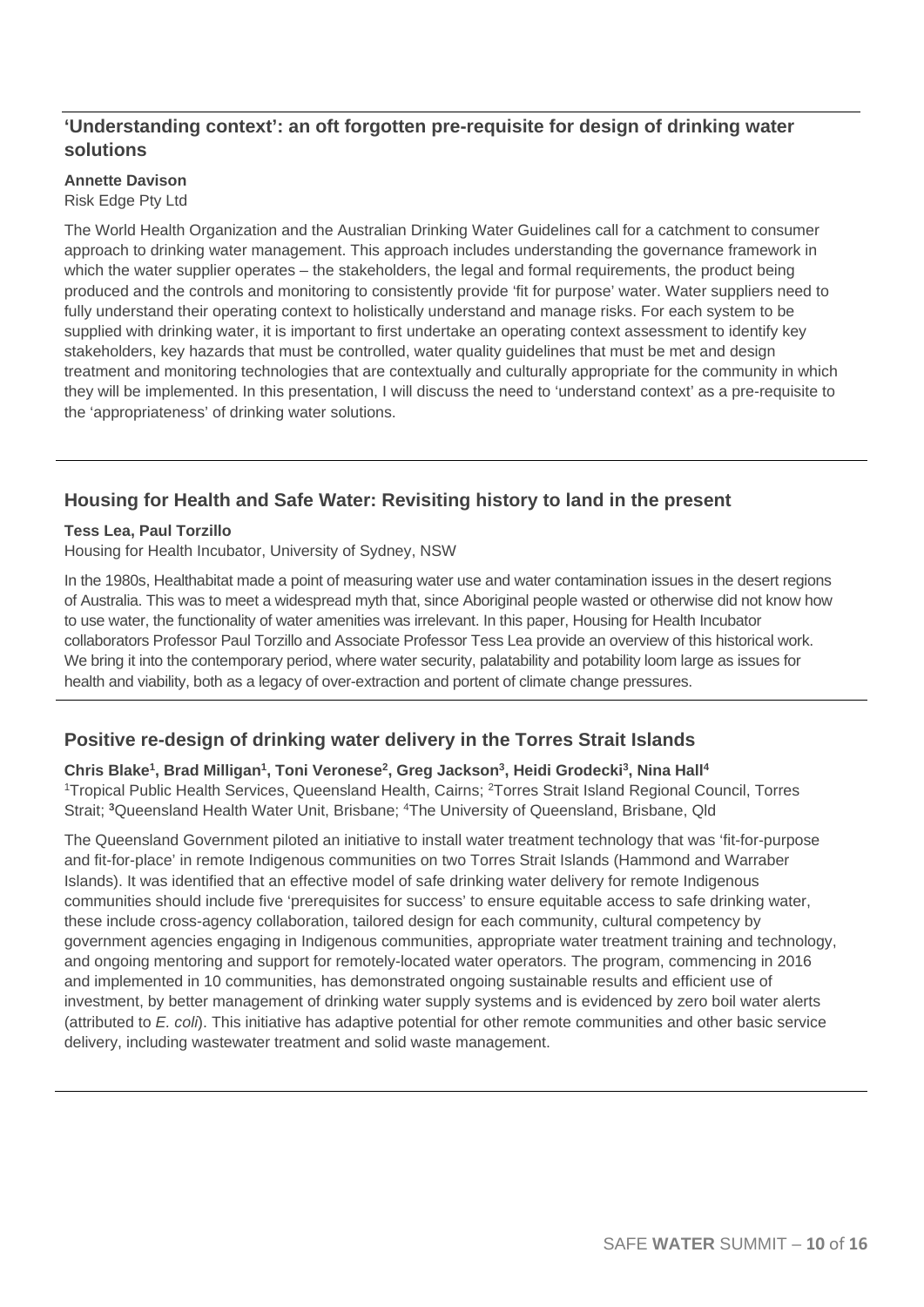## 'Understanding context': an oft forgotten pre-requisite for design of drinking water solutions

**Annette Davison**
Risk Edge Pty Ltd

The World Health Organization and the Australian Drinking Water Guidelines call for a catchment to consumer approach to drinking water management. This approach includes understanding the governance framework in which the water supplier operates – the stakeholders, the legal and formal requirements, the product being produced and the controls and monitoring to consistently provide 'fit for purpose' water. Water suppliers need to fully understand their operating context to holistically understand and manage risks. For each system to be supplied with drinking water, it is important to first undertake an operating context assessment to identify key stakeholders, key hazards that must be controlled, water quality guidelines that must be met and design treatment and monitoring technologies that are contextually and culturally appropriate for the community in which they will be implemented. In this presentation, I will discuss the need to 'understand context' as a pre-requisite to the 'appropriateness' of drinking water solutions.

## Housing for Health and Safe Water: Revisiting history to land in the present

**Tess Lea, Paul Torzillo**
Housing for Health Incubator, University of Sydney, NSW

In the 1980s, Healthabitat made a point of measuring water use and water contamination issues in the desert regions of Australia. This was to meet a widespread myth that, since Aboriginal people wasted or otherwise did not know how to use water, the functionality of water amenities was irrelevant. In this paper, Housing for Health Incubator collaborators Professor Paul Torzillo and Associate Professor Tess Lea provide an overview of this historical work. We bring it into the contemporary period, where water security, palatability and potability loom large as issues for health and viability, both as a legacy of over-extraction and portent of climate change pressures.

## Positive re-design of drinking water delivery in the Torres Strait Islands

**Chris Blake[1], Brad Milligan[1], Toni Veronese[2], Greg Jackson[3], Heidi Grodecki[3], Nina Hall[4]**
[1]Tropical Public Health Services, Queensland Health, Cairns; [2]Torres Strait Island Regional Council, Torres Strait; [3]Queensland Health Water Unit, Brisbane; [4]The University of Queensland, Brisbane, Qld

The Queensland Government piloted an initiative to install water treatment technology that was 'fit-for-purpose and fit-for-place' in remote Indigenous communities on two Torres Strait Islands (Hammond and Warraber Islands). It was identified that an effective model of safe drinking water delivery for remote Indigenous communities should include five 'prerequisites for success' to ensure equitable access to safe drinking water, these include cross-agency collaboration, tailored design for each community, cultural competency by government agencies engaging in Indigenous communities, appropriate water treatment training and technology, and ongoing mentoring and support for remotely-located water operators. The program, commencing in 2016 and implemented in 10 communities, has demonstrated ongoing sustainable results and efficient use of investment, by better management of drinking water supply systems and is evidenced by zero boil water alerts (attributed to *E. coli*). This initiative has adaptive potential for other remote communities and other basic service delivery, including wastewater treatment and solid waste management.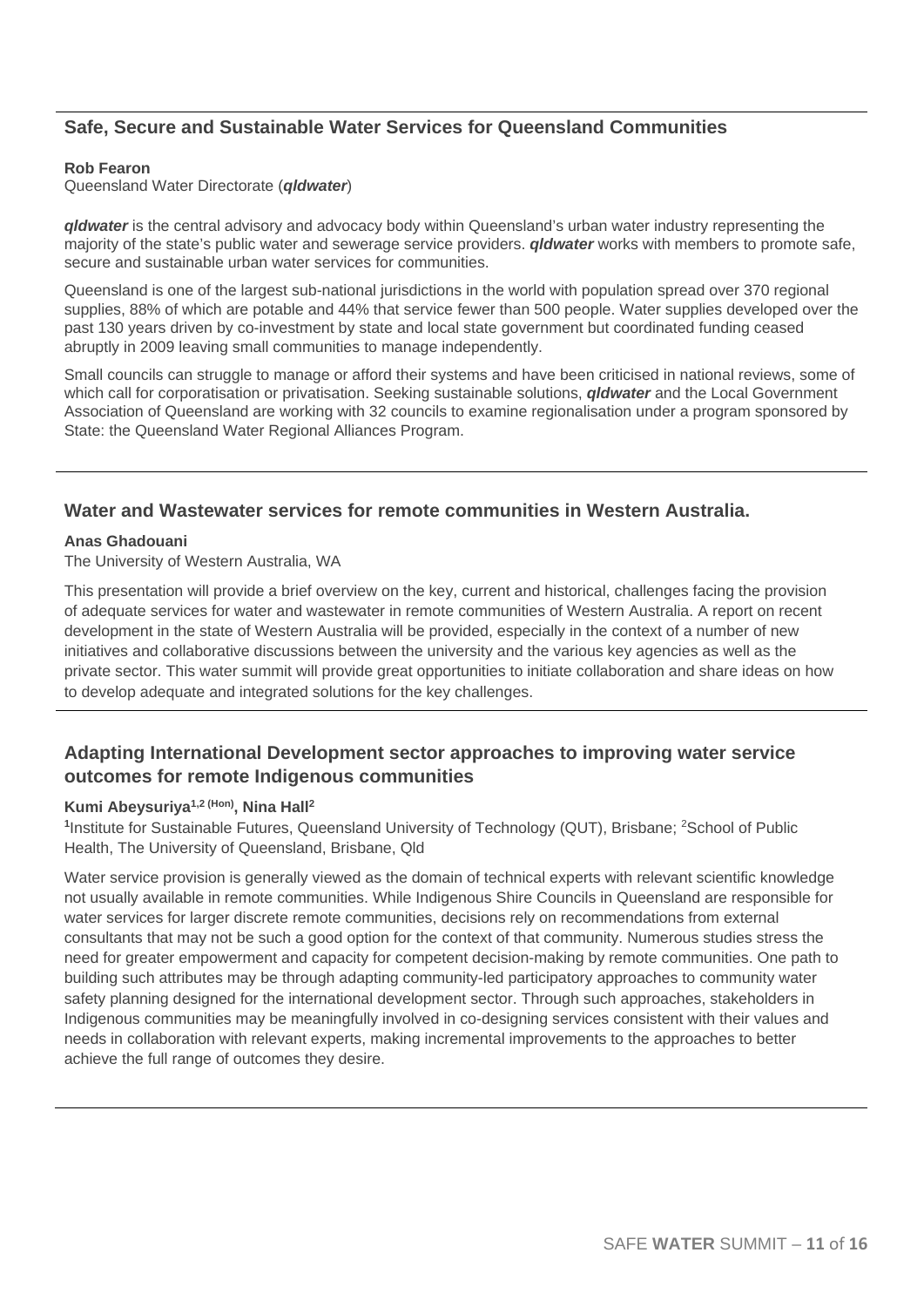## Safe, Secure and Sustainable Water Services for Queensland Communities

**Rob Fearon**
Queensland Water Directorate (***qldwater***)

***qldwater*** is the central advisory and advocacy body within Queensland's urban water industry representing the majority of the state's public water and sewerage service providers. ***qldwater*** works with members to promote safe, secure and sustainable urban water services for communities.

Queensland is one of the largest sub-national jurisdictions in the world with population spread over 370 regional supplies, 88% of which are potable and 44% that service fewer than 500 people. Water supplies developed over the past 130 years driven by co-investment by state and local state government but coordinated funding ceased abruptly in 2009 leaving small communities to manage independently.

Small councils can struggle to manage or afford their systems and have been criticised in national reviews, some of which call for corporatisation or privatisation. Seeking sustainable solutions, ***qldwater*** and the Local Government Association of Queensland are working with 32 councils to examine regionalisation under a program sponsored by State: the Queensland Water Regional Alliances Program.

## Water and Wastewater services for remote communities in Western Australia.

**Anas Ghadouani**
The University of Western Australia, WA

This presentation will provide a brief overview on the key, current and historical, challenges facing the provision of adequate services for water and wastewater in remote communities of Western Australia. A report on recent development in the state of Western Australia will be provided, especially in the context of a number of new initiatives and collaborative discussions between the university and the various key agencies as well as the private sector. This water summit will provide great opportunities to initiate collaboration and share ideas on how to develop adequate and integrated solutions for the key challenges.

## Adapting International Development sector approaches to improving water service outcomes for remote Indigenous communities

**Kumi Abeysuriya[1,2 (Hon)], Nina Hall[2]**
[1]Institute for Sustainable Futures, Queensland University of Technology (QUT), Brisbane; [2]School of Public Health, The University of Queensland, Brisbane, Qld

Water service provision is generally viewed as the domain of technical experts with relevant scientific knowledge not usually available in remote communities. While Indigenous Shire Councils in Queensland are responsible for water services for larger discrete remote communities, decisions rely on recommendations from external consultants that may not be such a good option for the context of that community. Numerous studies stress the need for greater empowerment and capacity for competent decision-making by remote communities. One path to building such attributes may be through adapting community-led participatory approaches to community water safety planning designed for the international development sector. Through such approaches, stakeholders in Indigenous communities may be meaningfully involved in co-designing services consistent with their values and needs in collaboration with relevant experts, making incremental improvements to the approaches to better achieve the full range of outcomes they desire.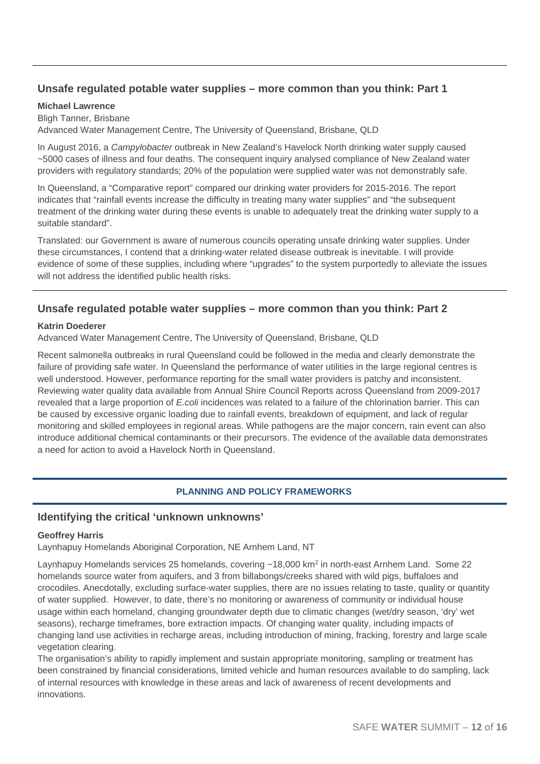## Unsafe regulated potable water supplies – more common than you think: Part 1

**Michael Lawrence**

Bligh Tanner, Brisbane

Advanced Water Management Centre, The University of Queensland, Brisbane, QLD

In August 2016, a *Campylobacter* outbreak in New Zealand's Havelock North drinking water supply caused ~5000 cases of illness and four deaths. The consequent inquiry analysed compliance of New Zealand water providers with regulatory standards; 20% of the population were supplied water was not demonstrably safe.

In Queensland, a "Comparative report" compared our drinking water providers for 2015-2016. The report indicates that "rainfall events increase the difficulty in treating many water supplies" and "the subsequent treatment of the drinking water during these events is unable to adequately treat the drinking water supply to a suitable standard".

Translated: our Government is aware of numerous councils operating unsafe drinking water supplies. Under these circumstances, I contend that a drinking-water related disease outbreak is inevitable. I will provide evidence of some of these supplies, including where "upgrades" to the system purportedly to alleviate the issues will not address the identified public health risks.

## Unsafe regulated potable water supplies – more common than you think: Part 2

**Katrin Doederer**

Advanced Water Management Centre, The University of Queensland, Brisbane, QLD

Recent salmonella outbreaks in rural Queensland could be followed in the media and clearly demonstrate the failure of providing safe water. In Queensland the performance of water utilities in the large regional centres is well understood. However, performance reporting for the small water providers is patchy and inconsistent. Reviewing water quality data available from Annual Shire Council Reports across Queensland from 2009-2017 revealed that a large proportion of *E.coli* incidences was related to a failure of the chlorination barrier. This can be caused by excessive organic loading due to rainfall events, breakdown of equipment, and lack of regular monitoring and skilled employees in regional areas. While pathogens are the major concern, rain event can also introduce additional chemical contaminants or their precursors. The evidence of the available data demonstrates a need for action to avoid a Havelock North in Queensland.

# PLANNING AND POLICY FRAMEWORKS

## Identifying the critical 'unknown unknowns'

**Geoffrey Harris**

Laynhapuy Homelands Aboriginal Corporation, NE Arnhem Land, NT

Laynhapuy Homelands services 25 homelands, covering ~18,000 km$^2$ in north-east Arnhem Land. Some 22 homelands source water from aquifers, and 3 from billabongs/creeks shared with wild pigs, buffaloes and crocodiles. Anecdotally, excluding surface-water supplies, there are no issues relating to taste, quality or quantity of water supplied. However, to date, there's no monitoring or awareness of community or individual house usage within each homeland, changing groundwater depth due to climatic changes (wet/dry season, 'dry' wet seasons), recharge timeframes, bore extraction impacts. Of changing water quality, including impacts of changing land use activities in recharge areas, including introduction of mining, fracking, forestry and large scale vegetation clearing.

The organisation's ability to rapidly implement and sustain appropriate monitoring, sampling or treatment has been constrained by financial considerations, limited vehicle and human resources available to do sampling, lack of internal resources with knowledge in these areas and lack of awareness of recent developments and innovations.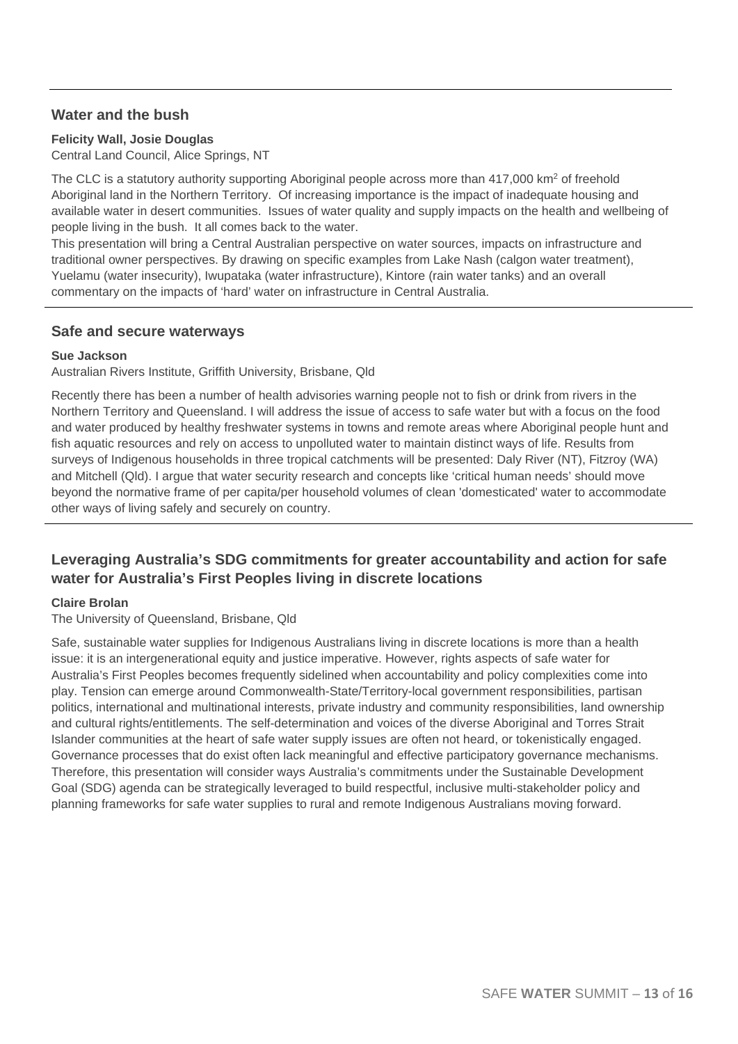## Water and the bush

**Felicity Wall, Josie Douglas**

Central Land Council, Alice Springs, NT

The CLC is a statutory authority supporting Aboriginal people across more than 417,000 km$^2$ of freehold Aboriginal land in the Northern Territory. Of increasing importance is the impact of inadequate housing and available water in desert communities. Issues of water quality and supply impacts on the health and wellbeing of people living in the bush. It all comes back to the water.

This presentation will bring a Central Australian perspective on water sources, impacts on infrastructure and traditional owner perspectives. By drawing on specific examples from Lake Nash (calgon water treatment), Yuelamu (water insecurity), Iwupataka (water infrastructure), Kintore (rain water tanks) and an overall commentary on the impacts of 'hard' water on infrastructure in Central Australia.

## Safe and secure waterways

**Sue Jackson**

Australian Rivers Institute, Griffith University, Brisbane, Qld

Recently there has been a number of health advisories warning people not to fish or drink from rivers in the Northern Territory and Queensland. I will address the issue of access to safe water but with a focus on the food and water produced by healthy freshwater systems in towns and remote areas where Aboriginal people hunt and fish aquatic resources and rely on access to unpolluted water to maintain distinct ways of life. Results from surveys of Indigenous households in three tropical catchments will be presented: Daly River (NT), Fitzroy (WA) and Mitchell (Qld). I argue that water security research and concepts like 'critical human needs' should move beyond the normative frame of per capita/per household volumes of clean 'domesticated' water to accommodate other ways of living safely and securely on country.

## Leveraging Australia's SDG commitments for greater accountability and action for safe water for Australia's First Peoples living in discrete locations

**Claire Brolan**

The University of Queensland, Brisbane, Qld

Safe, sustainable water supplies for Indigenous Australians living in discrete locations is more than a health issue: it is an intergenerational equity and justice imperative. However, rights aspects of safe water for Australia's First Peoples becomes frequently sidelined when accountability and policy complexities come into play. Tension can emerge around Commonwealth-State/Territory-local government responsibilities, partisan politics, international and multinational interests, private industry and community responsibilities, land ownership and cultural rights/entitlements. The self-determination and voices of the diverse Aboriginal and Torres Strait Islander communities at the heart of safe water supply issues are often not heard, or tokenistically engaged. Governance processes that do exist often lack meaningful and effective participatory governance mechanisms. Therefore, this presentation will consider ways Australia's commitments under the Sustainable Development Goal (SDG) agenda can be strategically leveraged to build respectful, inclusive multi-stakeholder policy and planning frameworks for safe water supplies to rural and remote Indigenous Australians moving forward.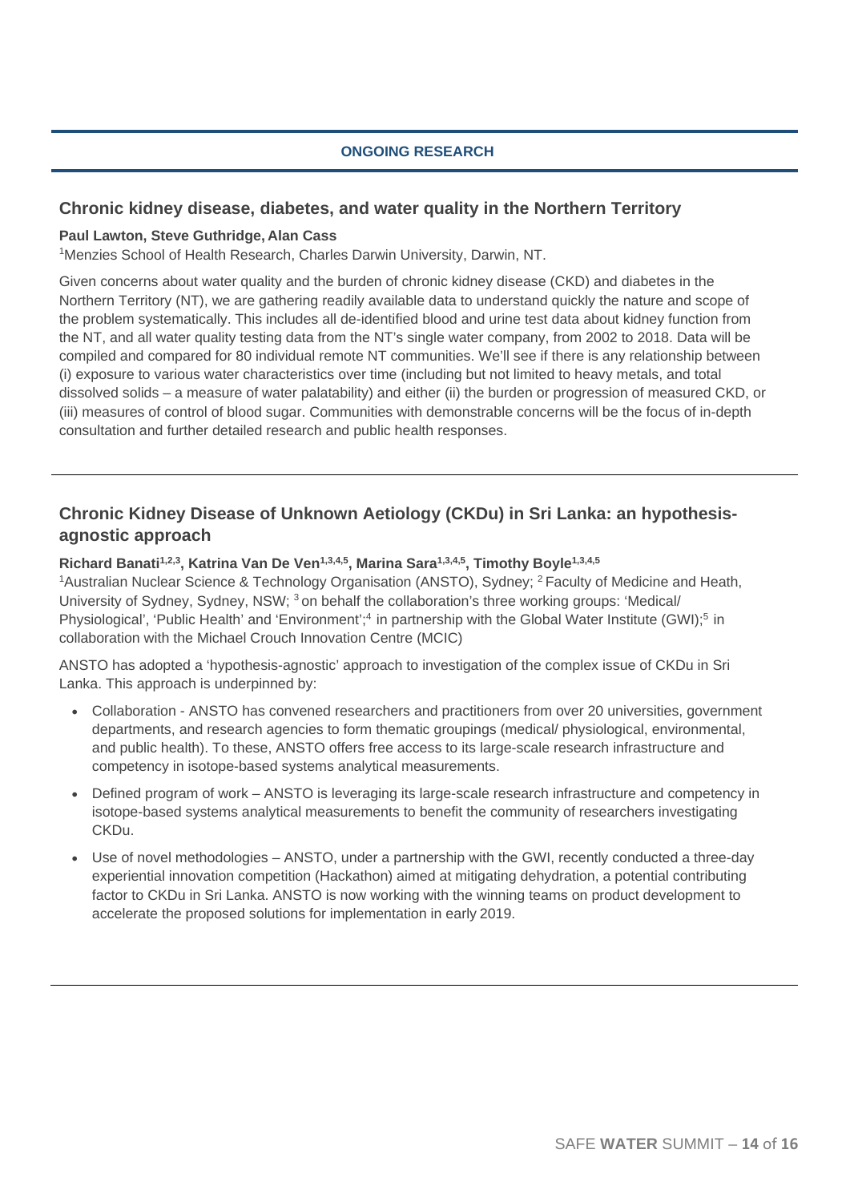**ONGOING RESEARCH**

## Chronic kidney disease, diabetes, and water quality in the Northern Territory

**Paul Lawton, Steve Guthridge, Alan Cass**

[1]Menzies School of Health Research, Charles Darwin University, Darwin, NT.

Given concerns about water quality and the burden of chronic kidney disease (CKD) and diabetes in the Northern Territory (NT), we are gathering readily available data to understand quickly the nature and scope of the problem systematically. This includes all de-identified blood and urine test data about kidney function from the NT, and all water quality testing data from the NT's single water company, from 2002 to 2018. Data will be compiled and compared for 80 individual remote NT communities. We'll see if there is any relationship between (i) exposure to various water characteristics over time (including but not limited to heavy metals, and total dissolved solids – a measure of water palatability) and either (ii) the burden or progression of measured CKD, or (iii) measures of control of blood sugar. Communities with demonstrable concerns will be the focus of in-depth consultation and further detailed research and public health responses.

## Chronic Kidney Disease of Unknown Aetiology (CKDu) in Sri Lanka: an hypothesis-agnostic approach

**Richard Banati[1,2,3], Katrina Van De Ven[1,3,4,5], Marina Sara[1,3,4,5], Timothy Boyle[1,3,4,5]**

[1]Australian Nuclear Science & Technology Organisation (ANSTO), Sydney; [2] Faculty of Medicine and Heath, University of Sydney, Sydney, NSW; [3] on behalf the collaboration's three working groups: 'Medical/ Physiological', 'Public Health' and 'Environment';[4] in partnership with the Global Water Institute (GWI);[5] in collaboration with the Michael Crouch Innovation Centre (MCIC)

ANSTO has adopted a 'hypothesis-agnostic' approach to investigation of the complex issue of CKDu in Sri Lanka. This approach is underpinned by:

- Collaboration - ANSTO has convened researchers and practitioners from over 20 universities, government departments, and research agencies to form thematic groupings (medical/ physiological, environmental, and public health). To these, ANSTO offers free access to its large-scale research infrastructure and competency in isotope-based systems analytical measurements.
- Defined program of work – ANSTO is leveraging its large-scale research infrastructure and competency in isotope-based systems analytical measurements to benefit the community of researchers investigating CKDu.
- Use of novel methodologies – ANSTO, under a partnership with the GWI, recently conducted a three-day experiential innovation competition (Hackathon) aimed at mitigating dehydration, a potential contributing factor to CKDu in Sri Lanka. ANSTO is now working with the winning teams on product development to accelerate the proposed solutions for implementation in early 2019.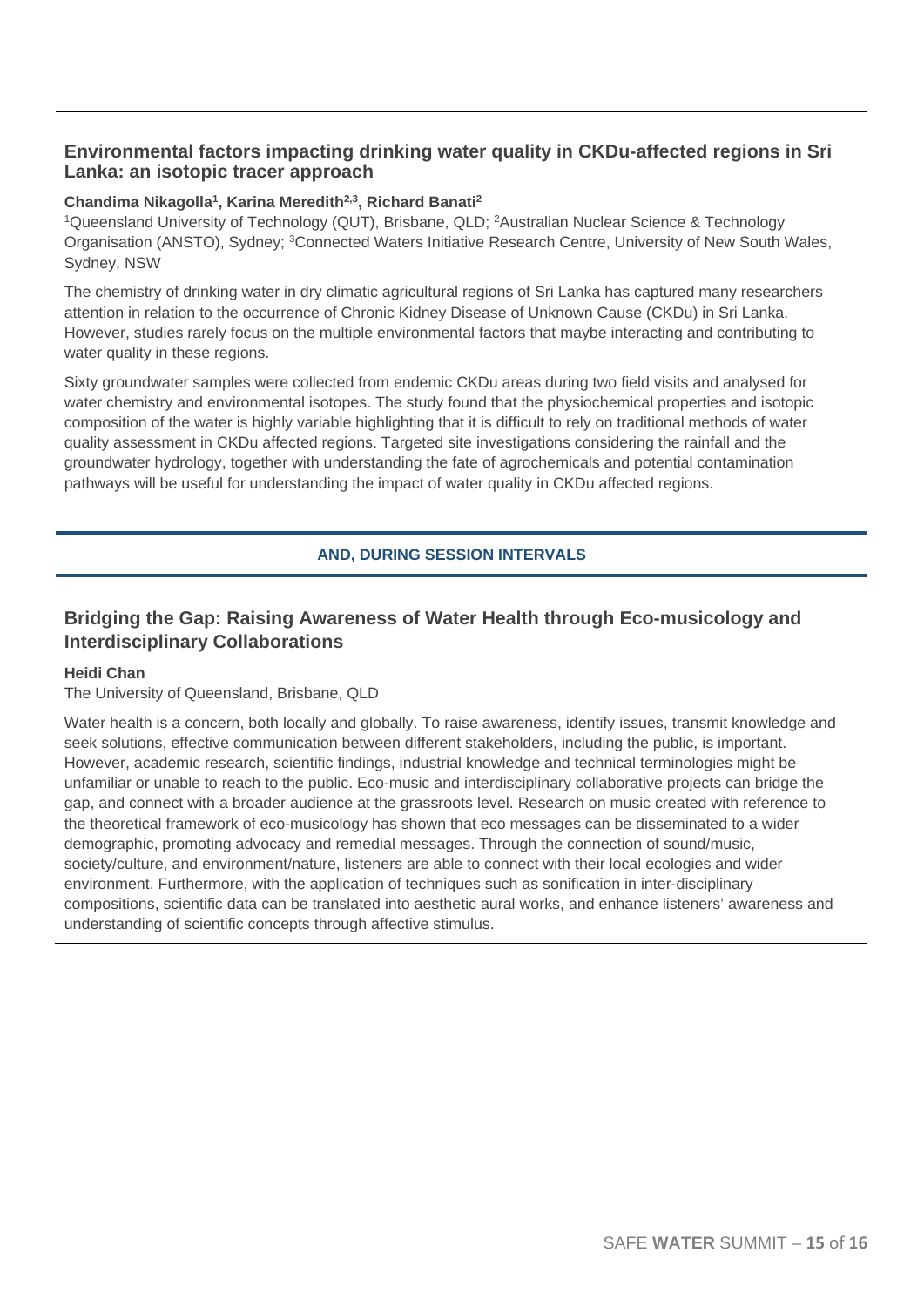## Environmental factors impacting drinking water quality in CKDu-affected regions in Sri Lanka: an isotopic tracer approach

**Chandima Nikagolla[1], Karina Meredith[2,3], Richard Banati[2]**

[1]Queensland University of Technology (QUT), Brisbane, QLD; [2]Australian Nuclear Science & Technology Organisation (ANSTO), Sydney; [3]Connected Waters Initiative Research Centre, University of New South Wales, Sydney, NSW

The chemistry of drinking water in dry climatic agricultural regions of Sri Lanka has captured many researchers attention in relation to the occurrence of Chronic Kidney Disease of Unknown Cause (CKDu) in Sri Lanka. However, studies rarely focus on the multiple environmental factors that maybe interacting and contributing to water quality in these regions.

Sixty groundwater samples were collected from endemic CKDu areas during two field visits and analysed for water chemistry and environmental isotopes. The study found that the physiochemical properties and isotopic composition of the water is highly variable highlighting that it is difficult to rely on traditional methods of water quality assessment in CKDu affected regions. Targeted site investigations considering the rainfall and the groundwater hydrology, together with understanding the fate of agrochemicals and potential contamination pathways will be useful for understanding the impact of water quality in CKDu affected regions.

**AND, DURING SESSION INTERVALS**

## Bridging the Gap: Raising Awareness of Water Health through Eco-musicology and Interdisciplinary Collaborations

**Heidi Chan**

The University of Queensland, Brisbane, QLD

Water health is a concern, both locally and globally. To raise awareness, identify issues, transmit knowledge and seek solutions, effective communication between different stakeholders, including the public, is important. However, academic research, scientific findings, industrial knowledge and technical terminologies might be unfamiliar or unable to reach to the public. Eco-music and interdisciplinary collaborative projects can bridge the gap, and connect with a broader audience at the grassroots level. Research on music created with reference to the theoretical framework of eco-musicology has shown that eco messages can be disseminated to a wider demographic, promoting advocacy and remedial messages. Through the connection of sound/music, society/culture, and environment/nature, listeners are able to connect with their local ecologies and wider environment. Furthermore, with the application of techniques such as sonification in inter-disciplinary compositions, scientific data can be translated into aesthetic aural works, and enhance listeners' awareness and understanding of scientific concepts through affective stimulus.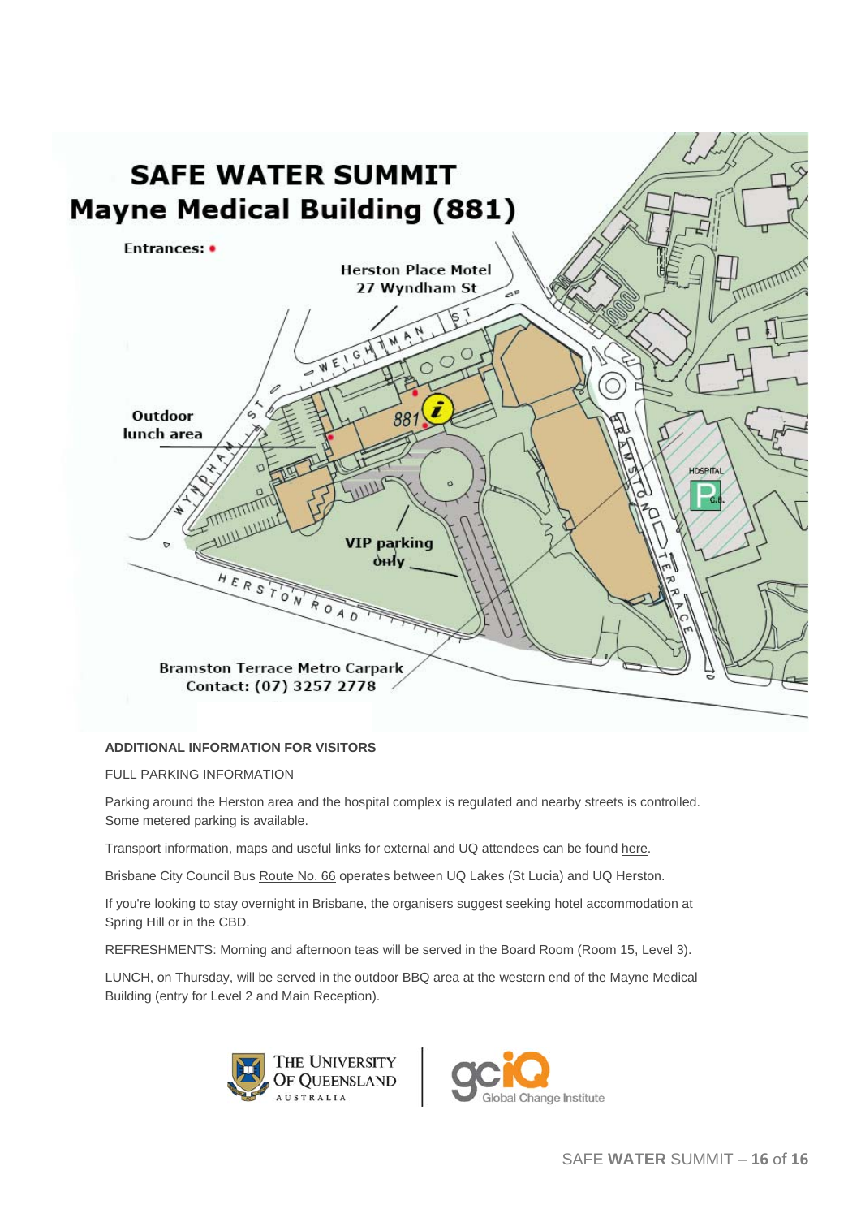# SAFE WATER SUMMIT

## Mayne Medical Building (881)

Entrances: •

Herston Place Motel
27 Wyndham St

WEIGHTMAN ST

Outdoor lunch area

WYNDHAM ST

881

HOSPITAL

VIP parking only

BRAMSTON TERRACE

HERSTON ROAD

Bramston Terrace Metro Carpark
Contact: (07) 3257 2778

**ADDITIONAL INFORMATION FOR VISITORS**

FULL PARKING INFORMATION

Parking around the Herston area and the hospital complex is regulated and nearby streets is controlled. Some metered parking is available.

Transport information, maps and useful links for external and UQ attendees can be found here.

Brisbane City Council Bus Route No. 66 operates between UQ Lakes (St Lucia) and UQ Herston.

If you're looking to stay overnight in Brisbane, the organisers suggest seeking hotel accommodation at Spring Hill or in the CBD.

REFRESHMENTS: Morning and afternoon teas will be served in the Board Room (Room 15, Level 3).

LUNCH, on Thursday, will be served in the outdoor BBQ area at the western end of the Mayne Medical Building (entry for Level 2 and Main Reception).

THE UNIVERSITY OF QUEENSLAND AUSTRALIA

gciQ Global Change Institute